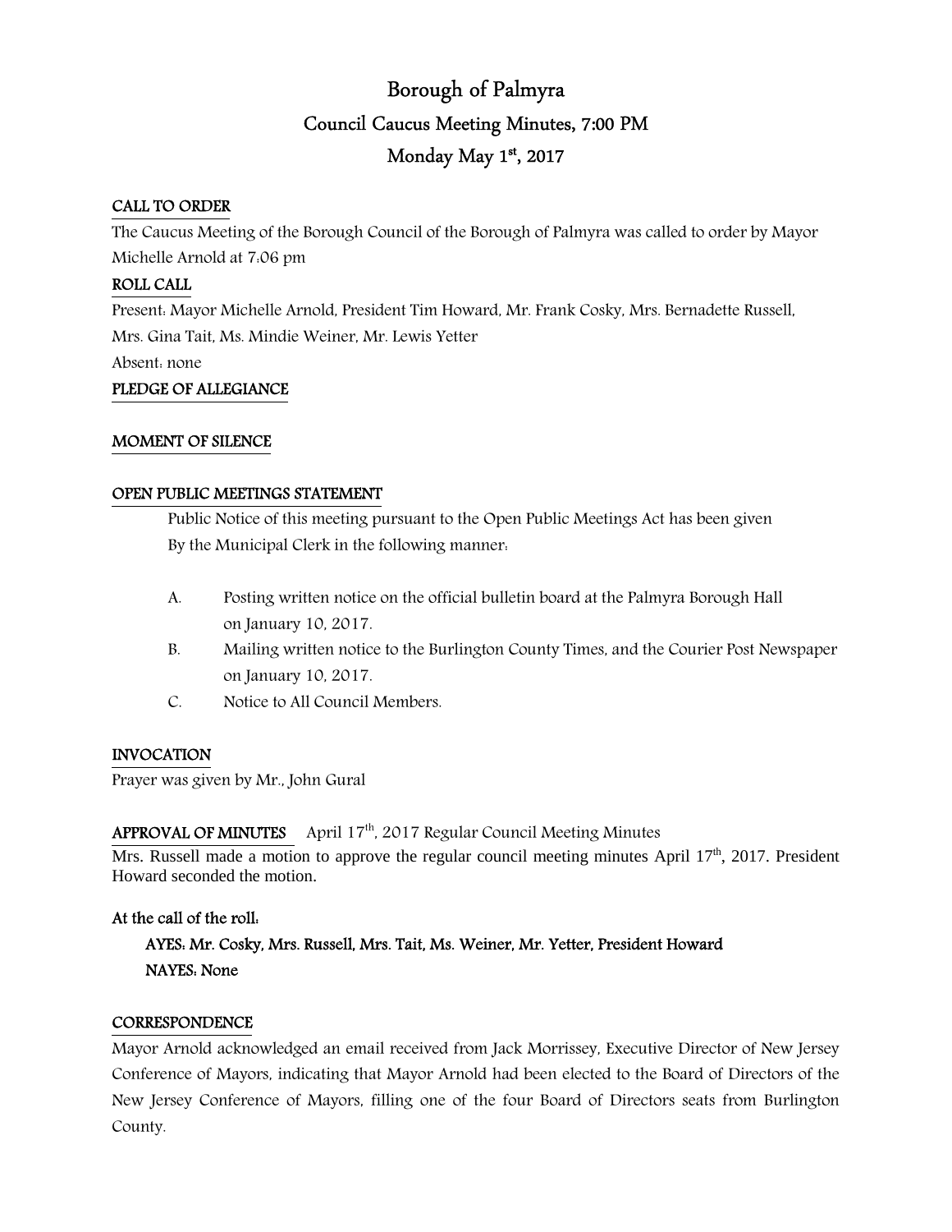# Borough of Palmyra

## Council Caucus Meeting Minutes, 7:00 PM

## Monday May 1st, 2017

**CALL TO ORDER**

The Caucus Meeting of the Borough Council of the Borough of Palmyra was called to order by Mayor Michelle Arnold at 7:06 pm

**ROLL CALL**

Present: Mayor Michelle Arnold, President Tim Howard, Mr. Frank Cosky, Mrs. Bernadette Russell, Mrs. Gina Tait, Ms. Mindie Weiner, Mr. Lewis Yetter

Absent: none

**PLEDGE OF ALLEGIANCE**

**MOMENT OF SILENCE**

**OPEN PUBLIC MEETINGS STATEMENT**

Public Notice of this meeting pursuant to the Open Public Meetings Act has been given By the Municipal Clerk in the following manner:

A. Posting written notice on the official bulletin board at the Palmyra Borough Hall on January 10, 2017.

B. Mailing written notice to the Burlington County Times, and the Courier Post Newspaper on January 10, 2017.

C. Notice to All Council Members.

**INVOCATION**

Prayer was given by Mr., John Gural

**APPROVAL OF MINUTES** April 17th, 2017 Regular Council Meeting Minutes

Mrs. Russell made a motion to approve the regular council meeting minutes April 17th, 2017. President Howard seconded the motion.

**At the call of the roll:**

**AYES: Mr. Cosky, Mrs. Russell, Mrs. Tait, Ms. Weiner, Mr. Yetter, President Howard**
**NAYES: None**

**CORRESPONDENCE**

Mayor Arnold acknowledged an email received from Jack Morrissey, Executive Director of New Jersey Conference of Mayors, indicating that Mayor Arnold had been elected to the Board of Directors of the New Jersey Conference of Mayors, filling one of the four Board of Directors seats from Burlington County.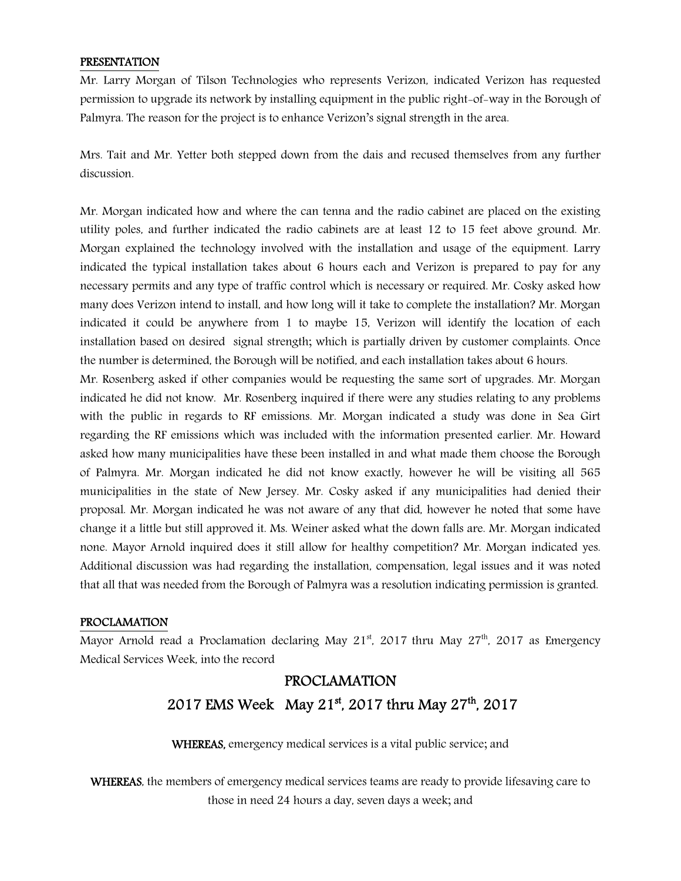**PRESENTATION**

Mr. Larry Morgan of Tilson Technologies who represents Verizon, indicated Verizon has requested permission to upgrade its network by installing equipment in the public right-of-way in the Borough of Palmyra. The reason for the project is to enhance Verizon's signal strength in the area.

Mrs. Tait and Mr. Yetter both stepped down from the dais and recused themselves from any further discussion.

Mr. Morgan indicated how and where the can tenna and the radio cabinet are placed on the existing utility poles, and further indicated the radio cabinets are at least 12 to 15 feet above ground. Mr. Morgan explained the technology involved with the installation and usage of the equipment. Larry indicated the typical installation takes about 6 hours each and Verizon is prepared to pay for any necessary permits and any type of traffic control which is necessary or required. Mr. Cosky asked how many does Verizon intend to install, and how long will it take to complete the installation? Mr. Morgan indicated it could be anywhere from 1 to maybe 15, Verizon will identify the location of each installation based on desired signal strength; which is partially driven by customer complaints. Once the number is determined, the Borough will be notified, and each installation takes about 6 hours.
Mr. Rosenberg asked if other companies would be requesting the same sort of upgrades. Mr. Morgan indicated he did not know. Mr. Rosenberg inquired if there were any studies relating to any problems with the public in regards to RF emissions. Mr. Morgan indicated a study was done in Sea Girt regarding the RF emissions which was included with the information presented earlier. Mr. Howard asked how many municipalities have these been installed in and what made them choose the Borough of Palmyra. Mr. Morgan indicated he did not know exactly, however he will be visiting all 565 municipalities in the state of New Jersey. Mr. Cosky asked if any municipalities had denied their proposal. Mr. Morgan indicated he was not aware of any that did, however he noted that some have change it a little but still approved it. Ms. Weiner asked what the down falls are. Mr. Morgan indicated none. Mayor Arnold inquired does it still allow for healthy competition? Mr. Morgan indicated yes. Additional discussion was had regarding the installation, compensation, legal issues and it was noted that all that was needed from the Borough of Palmyra was a resolution indicating permission is granted.

**PROCLAMATION**

Mayor Arnold read a Proclamation declaring May 21st, 2017 thru May 27th, 2017 as Emergency Medical Services Week, into the record

## PROCLAMATION

## 2017 EMS Week May 21st, 2017 thru May 27th, 2017

**WHEREAS,** emergency medical services is a vital public service; and

**WHEREAS**, the members of emergency medical services teams are ready to provide lifesaving care to those in need 24 hours a day, seven days a week; and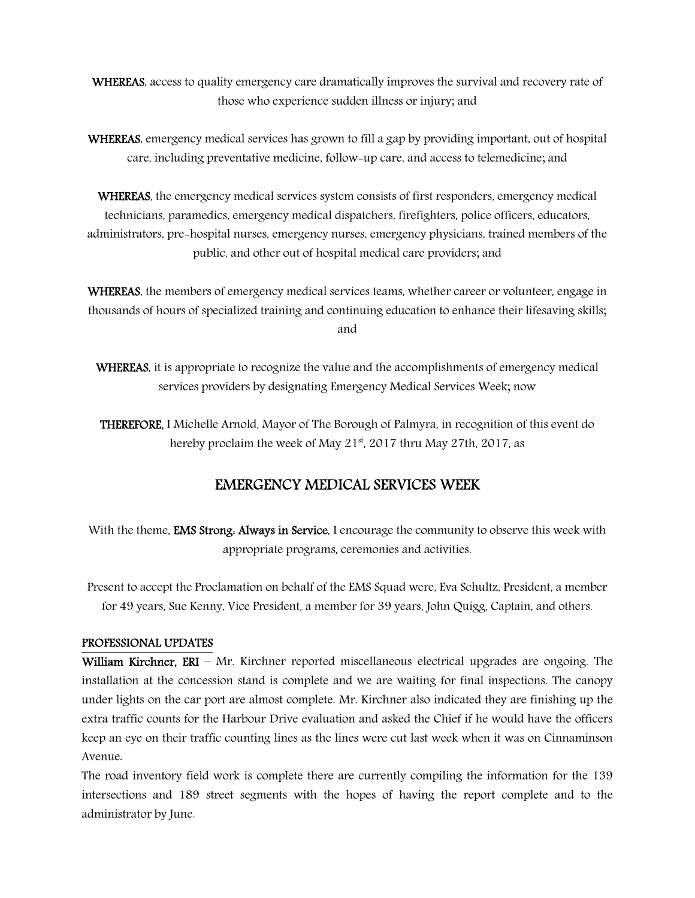**WHEREAS**, access to quality emergency care dramatically improves the survival and recovery rate of those who experience sudden illness or injury; and

**WHEREAS**, emergency medical services has grown to fill a gap by providing important, out of hospital care, including preventative medicine, follow-up care, and access to telemedicine; and

**WHEREAS**, the emergency medical services system consists of first responders, emergency medical technicians, paramedics, emergency medical dispatchers, firefighters, police officers, educators, administrators, pre-hospital nurses, emergency nurses, emergency physicians, trained members of the public, and other out of hospital medical care providers; and

**WHEREAS**, the members of emergency medical services teams, whether career or volunteer, engage in thousands of hours of specialized training and continuing education to enhance their lifesaving skills; and

**WHEREAS**, it is appropriate to recognize the value and the accomplishments of emergency medical services providers by designating Emergency Medical Services Week; now

**THEREFORE,** I Michelle Arnold, Mayor of The Borough of Palmyra, in recognition of this event do hereby proclaim the week of May 21st, 2017 thru May 27th, 2017, as

## EMERGENCY MEDICAL SERVICES WEEK

With the theme, **EMS Strong: Always in Service**, I encourage the community to observe this week with appropriate programs, ceremonies and activities.

Present to accept the Proclamation on behalf of the EMS Squad were, Eva Schultz, President, a member for 49 years, Sue Kenny, Vice President, a member for 39 years, John Quigg, Captain, and others.

**PROFESSIONAL UPDATES**

**William Kirchner, ERI** – Mr. Kirchner reported miscellaneous electrical upgrades are ongoing. The installation at the concession stand is complete and we are waiting for final inspections. The canopy under lights on the car port are almost complete. Mr. Kirchner also indicated they are finishing up the extra traffic counts for the Harbour Drive evaluation and asked the Chief if he would have the officers keep an eye on their traffic counting lines as the lines were cut last week when it was on Cinnaminson Avenue.

The road inventory field work is complete there are currently compiling the information for the 139 intersections and 189 street segments with the hopes of having the report complete and to the administrator by June.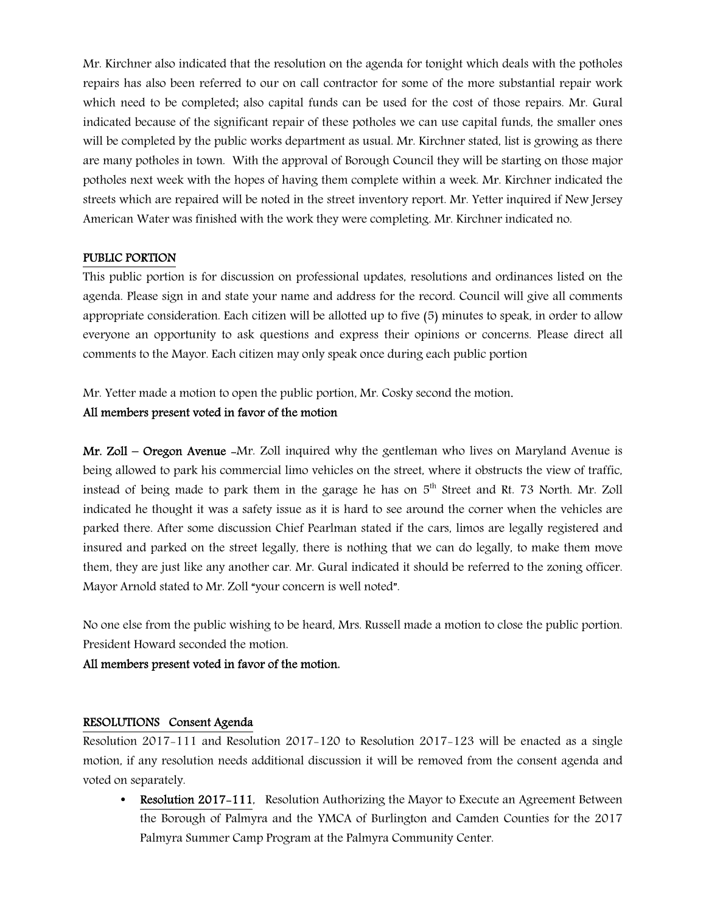Mr. Kirchner also indicated that the resolution on the agenda for tonight which deals with the potholes repairs has also been referred to our on call contractor for some of the more substantial repair work which need to be completed; also capital funds can be used for the cost of those repairs. Mr. Gural indicated because of the significant repair of these potholes we can use capital funds, the smaller ones will be completed by the public works department as usual. Mr. Kirchner stated, list is growing as there are many potholes in town. With the approval of Borough Council they will be starting on those major potholes next week with the hopes of having them complete within a week. Mr. Kirchner indicated the streets which are repaired will be noted in the street inventory report. Mr. Yetter inquired if New Jersey American Water was finished with the work they were completing. Mr. Kirchner indicated no.

## PUBLIC PORTION

This public portion is for discussion on professional updates, resolutions and ordinances listed on the agenda. Please sign in and state your name and address for the record. Council will give all comments appropriate consideration. Each citizen will be allotted up to five (5) minutes to speak, in order to allow everyone an opportunity to ask questions and express their opinions or concerns. Please direct all comments to the Mayor. Each citizen may only speak once during each public portion

Mr. Yetter made a motion to open the public portion, Mr. Cosky second the motion.

**All members present voted in favor of the motion**

**Mr. Zoll – Oregon Avenue** -Mr. Zoll inquired why the gentleman who lives on Maryland Avenue is being allowed to park his commercial limo vehicles on the street, where it obstructs the view of traffic, instead of being made to park them in the garage he has on 5th Street and Rt. 73 North. Mr. Zoll indicated he thought it was a safety issue as it is hard to see around the corner when the vehicles are parked there. After some discussion Chief Pearlman stated if the cars, limos are legally registered and insured and parked on the street legally, there is nothing that we can do legally, to make them move them, they are just like any another car. Mr. Gural indicated it should be referred to the zoning officer. Mayor Arnold stated to Mr. Zoll "your concern is well noted".

No one else from the public wishing to be heard, Mrs. Russell made a motion to close the public portion. President Howard seconded the motion.

**All members present voted in favor of the motion.**

## RESOLUTIONS Consent Agenda

Resolution 2017-111 and Resolution 2017-120 to Resolution 2017-123 will be enacted as a single motion, if any resolution needs additional discussion it will be removed from the consent agenda and voted on separately.

- **Resolution 2017-111**, Resolution Authorizing the Mayor to Execute an Agreement Between the Borough of Palmyra and the YMCA of Burlington and Camden Counties for the 2017 Palmyra Summer Camp Program at the Palmyra Community Center.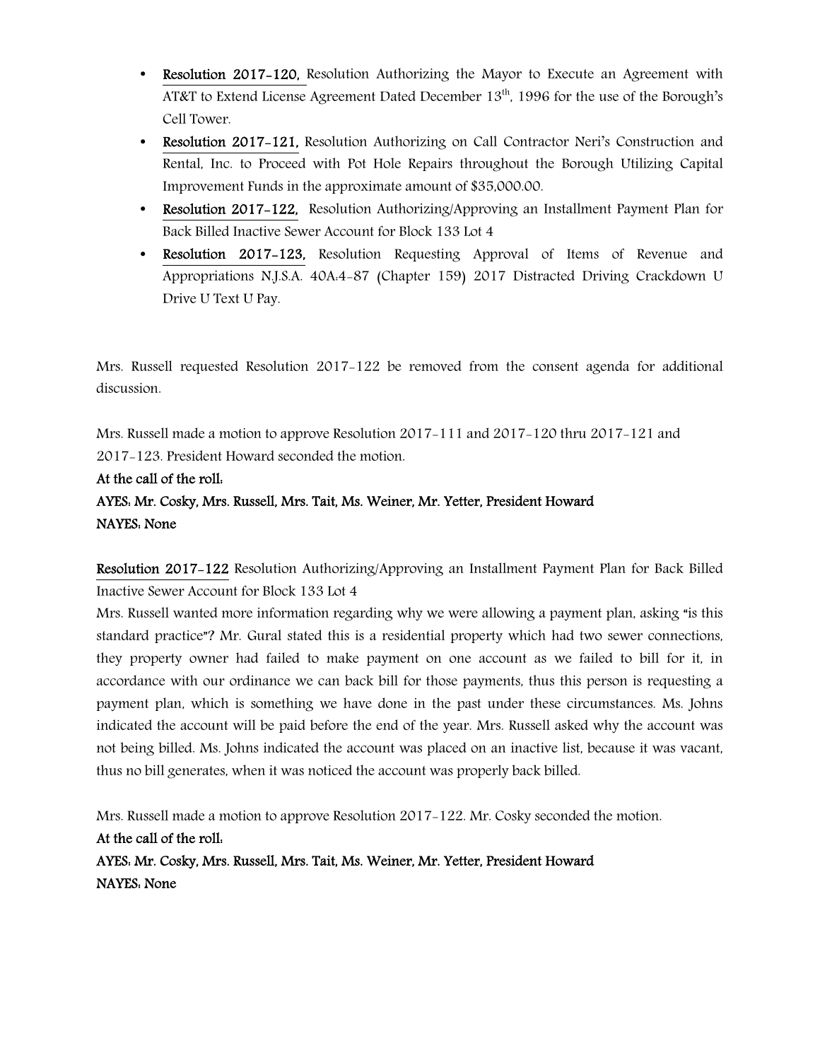- **Resolution 2017-120,** Resolution Authorizing the Mayor to Execute an Agreement with AT&T to Extend License Agreement Dated December 13th, 1996 for the use of the Borough's Cell Tower.
- **Resolution 2017-121,** Resolution Authorizing on Call Contractor Neri's Construction and Rental, Inc. to Proceed with Pot Hole Repairs throughout the Borough Utilizing Capital Improvement Funds in the approximate amount of $35,000.00.
- **Resolution 2017-122,** Resolution Authorizing/Approving an Installment Payment Plan for Back Billed Inactive Sewer Account for Block 133 Lot 4
- **Resolution 2017-123,** Resolution Requesting Approval of Items of Revenue and Appropriations N.J.S.A. 40A:4-87 (Chapter 159) 2017 Distracted Driving Crackdown U Drive U Text U Pay.

Mrs. Russell requested Resolution 2017-122 be removed from the consent agenda for additional discussion.

Mrs. Russell made a motion to approve Resolution 2017-111 and 2017-120 thru 2017-121 and 2017-123. President Howard seconded the motion.

**At the call of the roll:**

**AYES: Mr. Cosky, Mrs. Russell, Mrs. Tait, Ms. Weiner, Mr. Yetter, President Howard**

**NAYES: None**

**Resolution 2017-122** Resolution Authorizing/Approving an Installment Payment Plan for Back Billed Inactive Sewer Account for Block 133 Lot 4

Mrs. Russell wanted more information regarding why we were allowing a payment plan, asking "is this standard practice"? Mr. Gural stated this is a residential property which had two sewer connections, they property owner had failed to make payment on one account as we failed to bill for it, in accordance with our ordinance we can back bill for those payments, thus this person is requesting a payment plan, which is something we have done in the past under these circumstances. Ms. Johns indicated the account will be paid before the end of the year. Mrs. Russell asked why the account was not being billed. Ms. Johns indicated the account was placed on an inactive list, because it was vacant, thus no bill generates, when it was noticed the account was properly back billed.

Mrs. Russell made a motion to approve Resolution 2017-122. Mr. Cosky seconded the motion.

**At the call of the roll:**

**AYES: Mr. Cosky, Mrs. Russell, Mrs. Tait, Ms. Weiner, Mr. Yetter, President Howard**

**NAYES: None**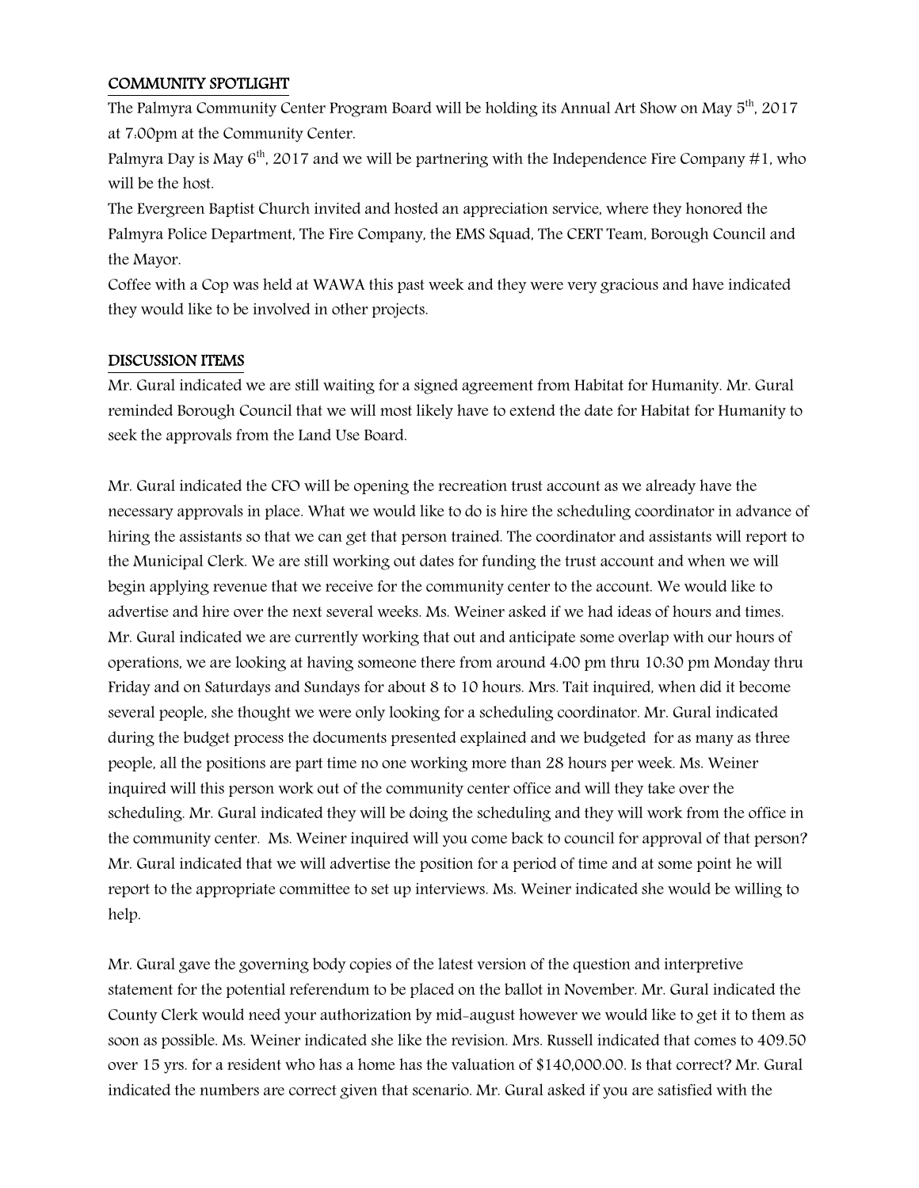## COMMUNITY SPOTLIGHT

The Palmyra Community Center Program Board will be holding its Annual Art Show on May 5th, 2017 at 7:00pm at the Community Center.

Palmyra Day is May 6th, 2017 and we will be partnering with the Independence Fire Company #1, who will be the host.

The Evergreen Baptist Church invited and hosted an appreciation service, where they honored the Palmyra Police Department, The Fire Company, the EMS Squad, The CERT Team, Borough Council and the Mayor.

Coffee with a Cop was held at WAWA this past week and they were very gracious and have indicated they would like to be involved in other projects.

## DISCUSSION ITEMS

Mr. Gural indicated we are still waiting for a signed agreement from Habitat for Humanity. Mr. Gural reminded Borough Council that we will most likely have to extend the date for Habitat for Humanity to seek the approvals from the Land Use Board.

Mr. Gural indicated the CFO will be opening the recreation trust account as we already have the necessary approvals in place. What we would like to do is hire the scheduling coordinator in advance of hiring the assistants so that we can get that person trained. The coordinator and assistants will report to the Municipal Clerk. We are still working out dates for funding the trust account and when we will begin applying revenue that we receive for the community center to the account. We would like to advertise and hire over the next several weeks. Ms. Weiner asked if we had ideas of hours and times. Mr. Gural indicated we are currently working that out and anticipate some overlap with our hours of operations, we are looking at having someone there from around 4:00 pm thru 10:30 pm Monday thru Friday and on Saturdays and Sundays for about 8 to 10 hours. Mrs. Tait inquired, when did it become several people, she thought we were only looking for a scheduling coordinator. Mr. Gural indicated during the budget process the documents presented explained and we budgeted for as many as three people, all the positions are part time no one working more than 28 hours per week. Ms. Weiner inquired will this person work out of the community center office and will they take over the scheduling. Mr. Gural indicated they will be doing the scheduling and they will work from the office in the community center. Ms. Weiner inquired will you come back to council for approval of that person? Mr. Gural indicated that we will advertise the position for a period of time and at some point he will report to the appropriate committee to set up interviews. Ms. Weiner indicated she would be willing to help.

Mr. Gural gave the governing body copies of the latest version of the question and interpretive statement for the potential referendum to be placed on the ballot in November. Mr. Gural indicated the County Clerk would need your authorization by mid-august however we would like to get it to them as soon as possible. Ms. Weiner indicated she like the revision. Mrs. Russell indicated that comes to 409.50 over 15 yrs. for a resident who has a home has the valuation of $140,000.00. Is that correct? Mr. Gural indicated the numbers are correct given that scenario. Mr. Gural asked if you are satisfied with the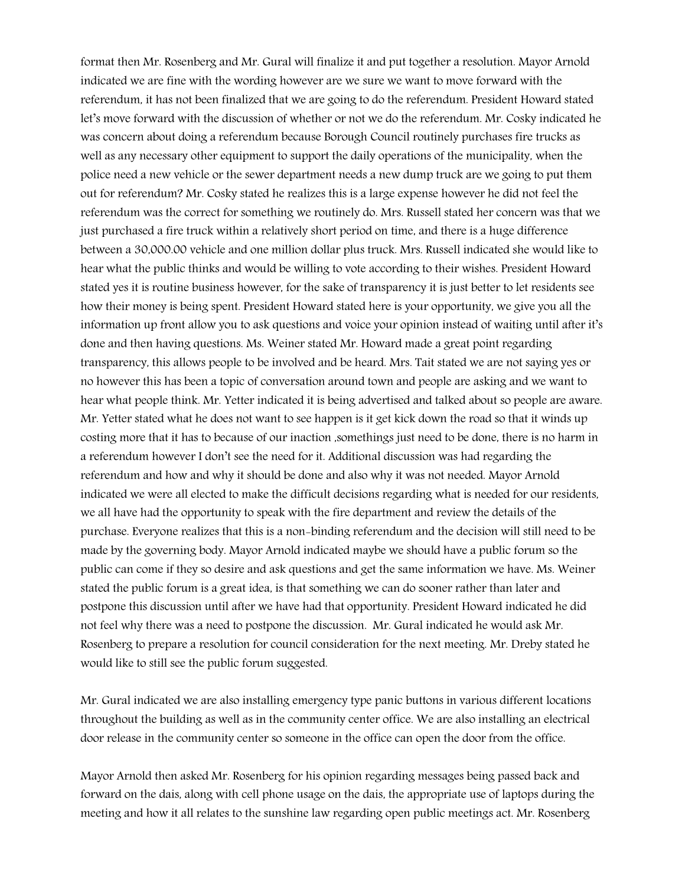format then Mr. Rosenberg and Mr. Gural will finalize it and put together a resolution. Mayor Arnold indicated we are fine with the wording however are we sure we want to move forward with the referendum, it has not been finalized that we are going to do the referendum. President Howard stated let's move forward with the discussion of whether or not we do the referendum. Mr. Cosky indicated he was concern about doing a referendum because Borough Council routinely purchases fire trucks as well as any necessary other equipment to support the daily operations of the municipality, when the police need a new vehicle or the sewer department needs a new dump truck are we going to put them out for referendum? Mr. Cosky stated he realizes this is a large expense however he did not feel the referendum was the correct for something we routinely do. Mrs. Russell stated her concern was that we just purchased a fire truck within a relatively short period on time, and there is a huge difference between a 30,000.00 vehicle and one million dollar plus truck. Mrs. Russell indicated she would like to hear what the public thinks and would be willing to vote according to their wishes. President Howard stated yes it is routine business however, for the sake of transparency it is just better to let residents see how their money is being spent. President Howard stated here is your opportunity, we give you all the information up front allow you to ask questions and voice your opinion instead of waiting until after it's done and then having questions. Ms. Weiner stated Mr. Howard made a great point regarding transparency, this allows people to be involved and be heard. Mrs. Tait stated we are not saying yes or no however this has been a topic of conversation around town and people are asking and we want to hear what people think. Mr. Yetter indicated it is being advertised and talked about so people are aware. Mr. Yetter stated what he does not want to see happen is it get kick down the road so that it winds up costing more that it has to because of our inaction ,somethings just need to be done, there is no harm in a referendum however I don't see the need for it. Additional discussion was had regarding the referendum and how and why it should be done and also why it was not needed. Mayor Arnold indicated we were all elected to make the difficult decisions regarding what is needed for our residents, we all have had the opportunity to speak with the fire department and review the details of the purchase. Everyone realizes that this is a non-binding referendum and the decision will still need to be made by the governing body. Mayor Arnold indicated maybe we should have a public forum so the public can come if they so desire and ask questions and get the same information we have. Ms. Weiner stated the public forum is a great idea, is that something we can do sooner rather than later and postpone this discussion until after we have had that opportunity. President Howard indicated he did not feel why there was a need to postpone the discussion. Mr. Gural indicated he would ask Mr. Rosenberg to prepare a resolution for council consideration for the next meeting. Mr. Dreby stated he would like to still see the public forum suggested.

Mr. Gural indicated we are also installing emergency type panic buttons in various different locations throughout the building as well as in the community center office. We are also installing an electrical door release in the community center so someone in the office can open the door from the office.

Mayor Arnold then asked Mr. Rosenberg for his opinion regarding messages being passed back and forward on the dais, along with cell phone usage on the dais, the appropriate use of laptops during the meeting and how it all relates to the sunshine law regarding open public meetings act. Mr. Rosenberg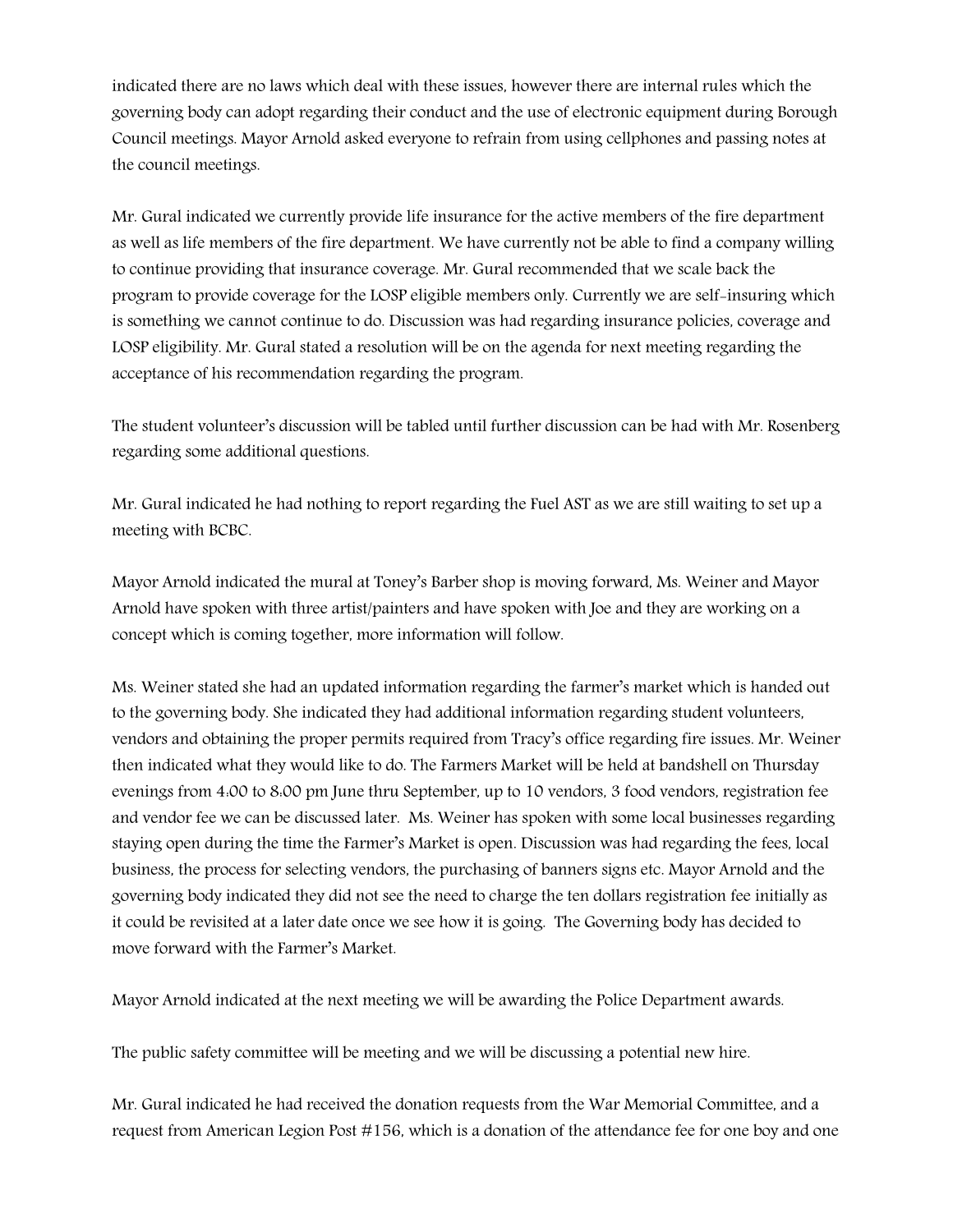indicated there are no laws which deal with these issues, however there are internal rules which the governing body can adopt regarding their conduct and the use of electronic equipment during Borough Council meetings. Mayor Arnold asked everyone to refrain from using cellphones and passing notes at the council meetings.

Mr. Gural indicated we currently provide life insurance for the active members of the fire department as well as life members of the fire department. We have currently not be able to find a company willing to continue providing that insurance coverage. Mr. Gural recommended that we scale back the program to provide coverage for the LOSP eligible members only. Currently we are self-insuring which is something we cannot continue to do. Discussion was had regarding insurance policies, coverage and LOSP eligibility. Mr. Gural stated a resolution will be on the agenda for next meeting regarding the acceptance of his recommendation regarding the program.

The student volunteer's discussion will be tabled until further discussion can be had with Mr. Rosenberg regarding some additional questions.

Mr. Gural indicated he had nothing to report regarding the Fuel AST as we are still waiting to set up a meeting with BCBC.

Mayor Arnold indicated the mural at Toney's Barber shop is moving forward, Ms. Weiner and Mayor Arnold have spoken with three artist/painters and have spoken with Joe and they are working on a concept which is coming together, more information will follow.

Ms. Weiner stated she had an updated information regarding the farmer's market which is handed out to the governing body. She indicated they had additional information regarding student volunteers, vendors and obtaining the proper permits required from Tracy's office regarding fire issues. Mr. Weiner then indicated what they would like to do. The Farmers Market will be held at bandshell on Thursday evenings from 4:00 to 8:00 pm June thru September, up to 10 vendors, 3 food vendors, registration fee and vendor fee we can be discussed later. Ms. Weiner has spoken with some local businesses regarding staying open during the time the Farmer's Market is open. Discussion was had regarding the fees, local business, the process for selecting vendors, the purchasing of banners signs etc. Mayor Arnold and the governing body indicated they did not see the need to charge the ten dollars registration fee initially as it could be revisited at a later date once we see how it is going. The Governing body has decided to move forward with the Farmer's Market.

Mayor Arnold indicated at the next meeting we will be awarding the Police Department awards.

The public safety committee will be meeting and we will be discussing a potential new hire.

Mr. Gural indicated he had received the donation requests from the War Memorial Committee, and a request from American Legion Post #156, which is a donation of the attendance fee for one boy and one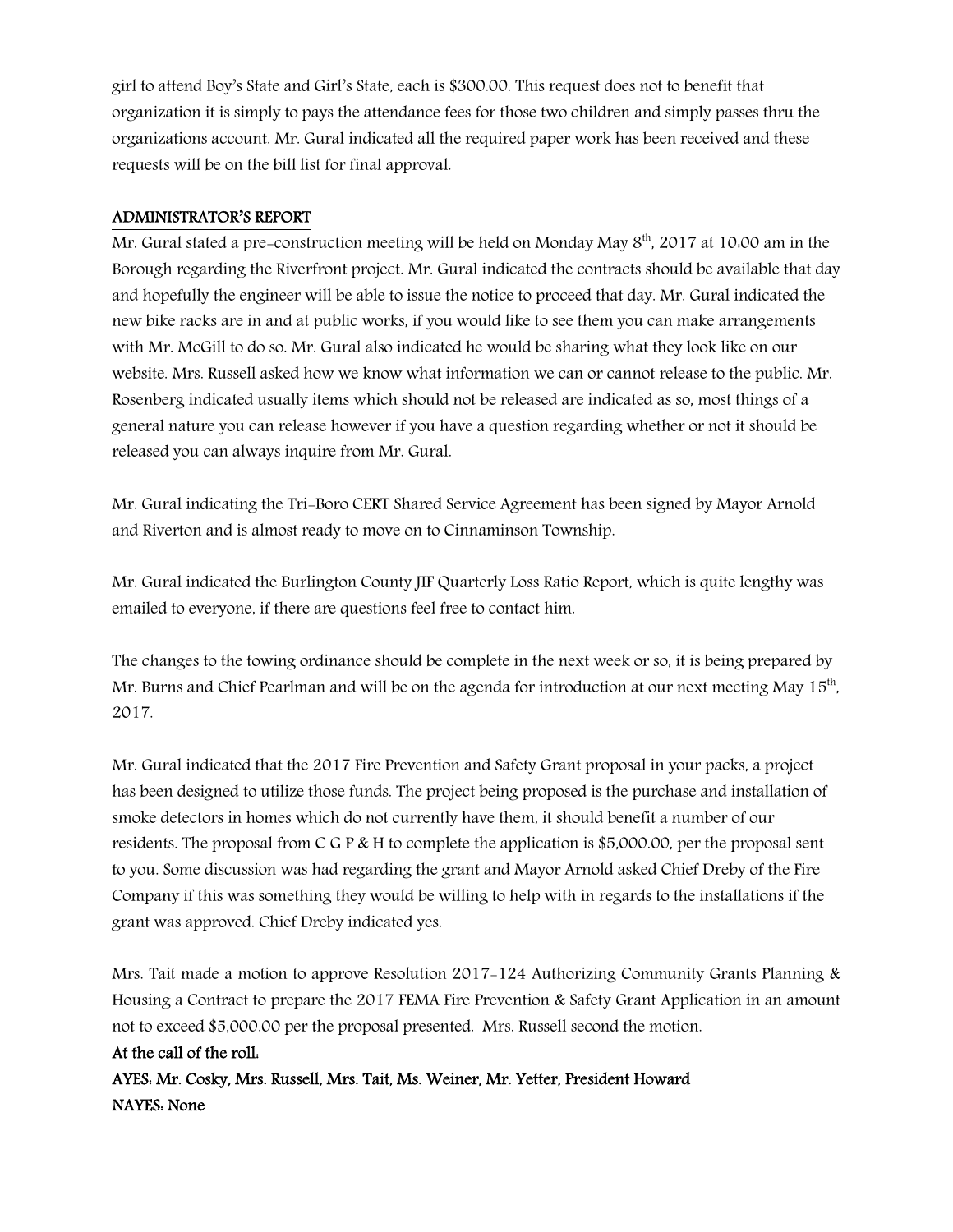girl to attend Boy's State and Girl's State, each is $300.00. This request does not to benefit that organization it is simply to pays the attendance fees for those two children and simply passes thru the organizations account. Mr. Gural indicated all the required paper work has been received and these requests will be on the bill list for final approval.

## ADMINISTRATOR'S REPORT

Mr. Gural stated a pre-construction meeting will be held on Monday May 8th, 2017 at 10:00 am in the Borough regarding the Riverfront project. Mr. Gural indicated the contracts should be available that day and hopefully the engineer will be able to issue the notice to proceed that day. Mr. Gural indicated the new bike racks are in and at public works, if you would like to see them you can make arrangements with Mr. McGill to do so. Mr. Gural also indicated he would be sharing what they look like on our website. Mrs. Russell asked how we know what information we can or cannot release to the public. Mr. Rosenberg indicated usually items which should not be released are indicated as so, most things of a general nature you can release however if you have a question regarding whether or not it should be released you can always inquire from Mr. Gural.

Mr. Gural indicating the Tri-Boro CERT Shared Service Agreement has been signed by Mayor Arnold and Riverton and is almost ready to move on to Cinnaminson Township.

Mr. Gural indicated the Burlington County JIF Quarterly Loss Ratio Report, which is quite lengthy was emailed to everyone, if there are questions feel free to contact him.

The changes to the towing ordinance should be complete in the next week or so, it is being prepared by Mr. Burns and Chief Pearlman and will be on the agenda for introduction at our next meeting May 15th, 2017.

Mr. Gural indicated that the 2017 Fire Prevention and Safety Grant proposal in your packs, a project has been designed to utilize those funds. The project being proposed is the purchase and installation of smoke detectors in homes which do not currently have them, it should benefit a number of our residents. The proposal from C G P & H to complete the application is $5,000.00, per the proposal sent to you. Some discussion was had regarding the grant and Mayor Arnold asked Chief Dreby of the Fire Company if this was something they would be willing to help with in regards to the installations if the grant was approved. Chief Dreby indicated yes.

Mrs. Tait made a motion to approve Resolution 2017-124 Authorizing Community Grants Planning & Housing a Contract to prepare the 2017 FEMA Fire Prevention & Safety Grant Application in an amount not to exceed $5,000.00 per the proposal presented. Mrs. Russell second the motion.

**At the call of the roll:**

**AYES: Mr. Cosky, Mrs. Russell, Mrs. Tait, Ms. Weiner, Mr. Yetter, President Howard**

**NAYES: None**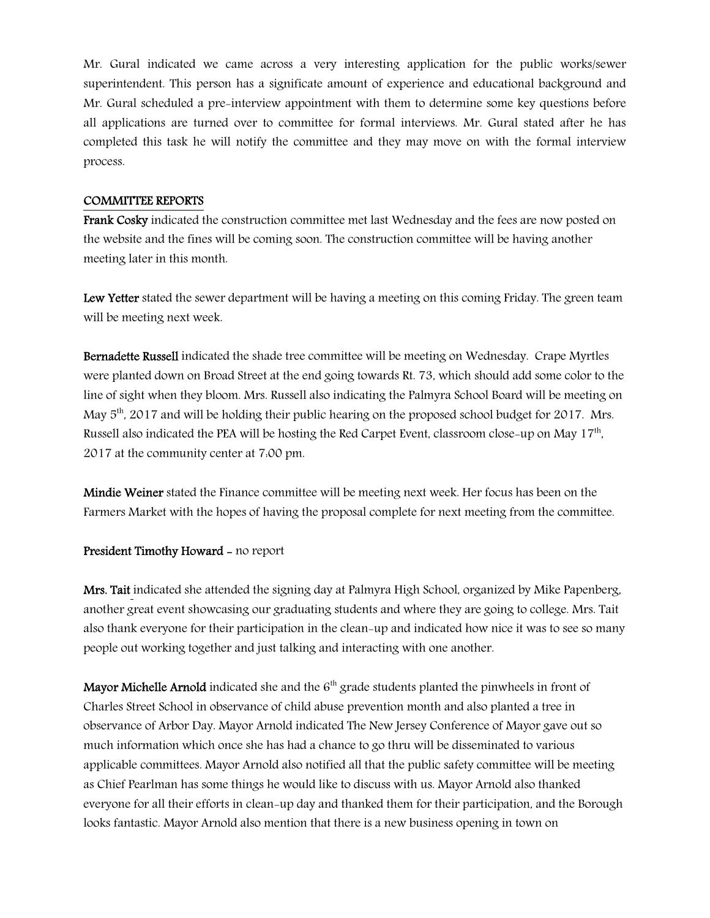Mr. Gural indicated we came across a very interesting application for the public works/sewer superintendent. This person has a significate amount of experience and educational background and Mr. Gural scheduled a pre-interview appointment with them to determine some key questions before all applications are turned over to committee for formal interviews. Mr. Gural stated after he has completed this task he will notify the committee and they may move on with the formal interview process.

## COMMITTEE REPORTS

**Frank Cosky** indicated the construction committee met last Wednesday and the fees are now posted on the website and the fines will be coming soon. The construction committee will be having another meeting later in this month.

**Lew Yetter** stated the sewer department will be having a meeting on this coming Friday. The green team will be meeting next week.

**Bernadette Russell** indicated the shade tree committee will be meeting on Wednesday. Crape Myrtles were planted down on Broad Street at the end going towards Rt. 73, which should add some color to the line of sight when they bloom. Mrs. Russell also indicating the Palmyra School Board will be meeting on May 5th, 2017 and will be holding their public hearing on the proposed school budget for 2017. Mrs. Russell also indicated the PEA will be hosting the Red Carpet Event, classroom close-up on May 17th, 2017 at the community center at 7:00 pm.

**Mindie Weiner** stated the Finance committee will be meeting next week. Her focus has been on the Farmers Market with the hopes of having the proposal complete for next meeting from the committee.

**President Timothy Howard** - no report

**Mrs. Tait** indicated she attended the signing day at Palmyra High School, organized by Mike Papenberg, another great event showcasing our graduating students and where they are going to college. Mrs. Tait also thank everyone for their participation in the clean-up and indicated how nice it was to see so many people out working together and just talking and interacting with one another.

**Mayor Michelle Arnold** indicated she and the 6th grade students planted the pinwheels in front of Charles Street School in observance of child abuse prevention month and also planted a tree in observance of Arbor Day. Mayor Arnold indicated The New Jersey Conference of Mayor gave out so much information which once she has had a chance to go thru will be disseminated to various applicable committees. Mayor Arnold also notified all that the public safety committee will be meeting as Chief Pearlman has some things he would like to discuss with us. Mayor Arnold also thanked everyone for all their efforts in clean-up day and thanked them for their participation, and the Borough looks fantastic. Mayor Arnold also mention that there is a new business opening in town on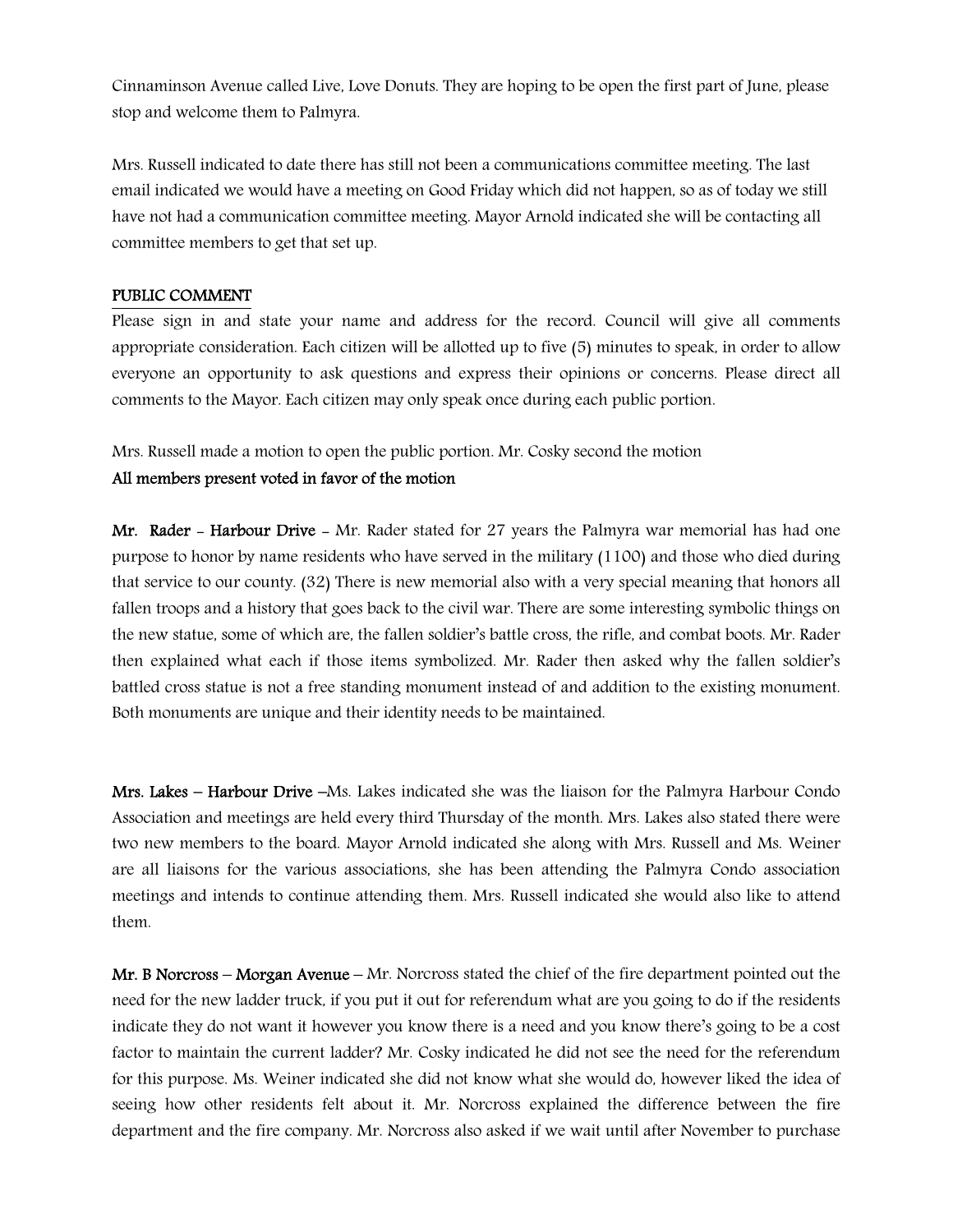Cinnaminson Avenue called Live, Love Donuts. They are hoping to be open the first part of June, please stop and welcome them to Palmyra.

Mrs. Russell indicated to date there has still not been a communications committee meeting. The last email indicated we would have a meeting on Good Friday which did not happen, so as of today we still have not had a communication committee meeting. Mayor Arnold indicated she will be contacting all committee members to get that set up.

## PUBLIC COMMENT

Please sign in and state your name and address for the record. Council will give all comments appropriate consideration. Each citizen will be allotted up to five (5) minutes to speak, in order to allow everyone an opportunity to ask questions and express their opinions or concerns. Please direct all comments to the Mayor. Each citizen may only speak once during each public portion.

Mrs. Russell made a motion to open the public portion. Mr. Cosky second the motion
**All members present voted in favor of the motion**

**Mr. Rader - Harbour Drive** - Mr. Rader stated for 27 years the Palmyra war memorial has had one purpose to honor by name residents who have served in the military (1100) and those who died during that service to our county. (32) There is new memorial also with a very special meaning that honors all fallen troops and a history that goes back to the civil war. There are some interesting symbolic things on the new statue, some of which are, the fallen soldier's battle cross, the rifle, and combat boots. Mr. Rader then explained what each if those items symbolized. Mr. Rader then asked why the fallen soldier's battled cross statue is not a free standing monument instead of and addition to the existing monument. Both monuments are unique and their identity needs to be maintained.

**Mrs. Lakes – Harbour Drive** –Ms. Lakes indicated she was the liaison for the Palmyra Harbour Condo Association and meetings are held every third Thursday of the month. Mrs. Lakes also stated there were two new members to the board. Mayor Arnold indicated she along with Mrs. Russell and Ms. Weiner are all liaisons for the various associations, she has been attending the Palmyra Condo association meetings and intends to continue attending them. Mrs. Russell indicated she would also like to attend them.

**Mr. B Norcross – Morgan Avenue** – Mr. Norcross stated the chief of the fire department pointed out the need for the new ladder truck, if you put it out for referendum what are you going to do if the residents indicate they do not want it however you know there is a need and you know there's going to be a cost factor to maintain the current ladder? Mr. Cosky indicated he did not see the need for the referendum for this purpose. Ms. Weiner indicated she did not know what she would do, however liked the idea of seeing how other residents felt about it. Mr. Norcross explained the difference between the fire department and the fire company. Mr. Norcross also asked if we wait until after November to purchase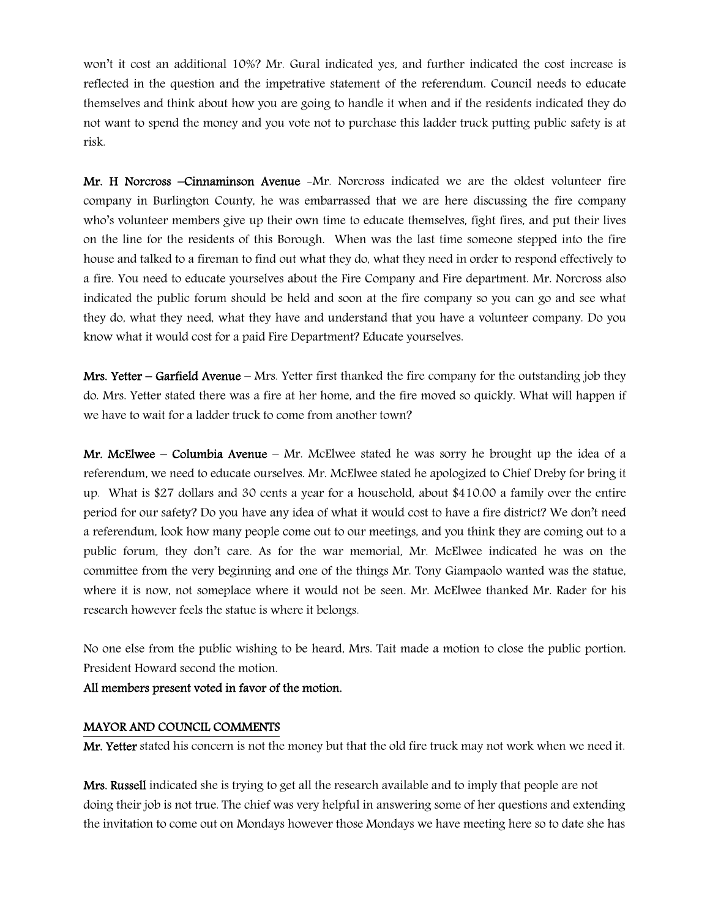won't it cost an additional 10%? Mr. Gural indicated yes, and further indicated the cost increase is reflected in the question and the impetrative statement of the referendum. Council needs to educate themselves and think about how you are going to handle it when and if the residents indicated they do not want to spend the money and you vote not to purchase this ladder truck putting public safety is at risk.

**Mr. H Norcross –Cinnaminson Avenue** -Mr. Norcross indicated we are the oldest volunteer fire company in Burlington County, he was embarrassed that we are here discussing the fire company who's volunteer members give up their own time to educate themselves, fight fires, and put their lives on the line for the residents of this Borough. When was the last time someone stepped into the fire house and talked to a fireman to find out what they do, what they need in order to respond effectively to a fire. You need to educate yourselves about the Fire Company and Fire department. Mr. Norcross also indicated the public forum should be held and soon at the fire company so you can go and see what they do, what they need, what they have and understand that you have a volunteer company. Do you know what it would cost for a paid Fire Department? Educate yourselves.

**Mrs. Yetter – Garfield Avenue** – Mrs. Yetter first thanked the fire company for the outstanding job they do. Mrs. Yetter stated there was a fire at her home, and the fire moved so quickly. What will happen if we have to wait for a ladder truck to come from another town?

**Mr. McElwee – Columbia Avenue** – Mr. McElwee stated he was sorry he brought up the idea of a referendum, we need to educate ourselves. Mr. McElwee stated he apologized to Chief Dreby for bring it up. What is $27 dollars and 30 cents a year for a household, about $410.00 a family over the entire period for our safety? Do you have any idea of what it would cost to have a fire district? We don't need a referendum, look how many people come out to our meetings, and you think they are coming out to a public forum, they don't care. As for the war memorial, Mr. McElwee indicated he was on the committee from the very beginning and one of the things Mr. Tony Giampaolo wanted was the statue, where it is now, not someplace where it would not be seen. Mr. McElwee thanked Mr. Rader for his research however feels the statue is where it belongs.

No one else from the public wishing to be heard, Mrs. Tait made a motion to close the public portion. President Howard second the motion.

**All members present voted in favor of the motion.**

## MAYOR AND COUNCIL COMMENTS

**Mr. Yetter** stated his concern is not the money but that the old fire truck may not work when we need it.

**Mrs. Russell** indicated she is trying to get all the research available and to imply that people are not doing their job is not true. The chief was very helpful in answering some of her questions and extending the invitation to come out on Mondays however those Mondays we have meeting here so to date she has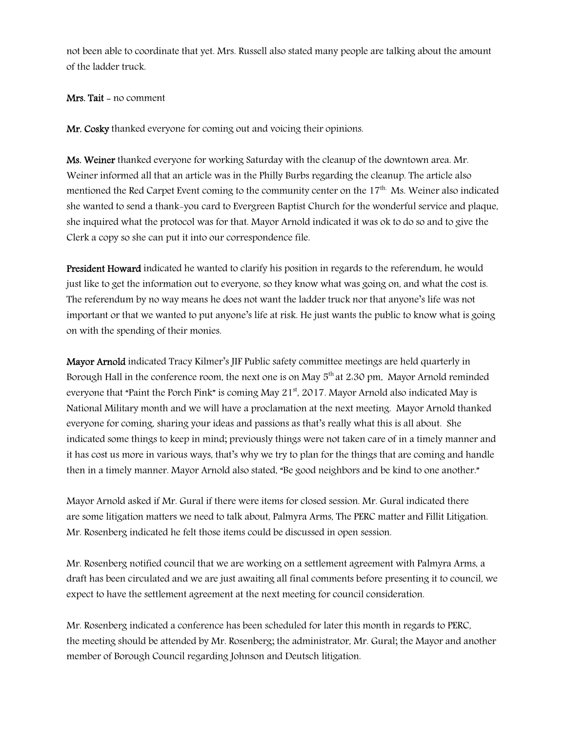not been able to coordinate that yet. Mrs. Russell also stated many people are talking about the amount of the ladder truck.

**Mrs. Tait** - no comment

**Mr. Cosky** thanked everyone for coming out and voicing their opinions.

**Ms. Weiner** thanked everyone for working Saturday with the cleanup of the downtown area. Mr. Weiner informed all that an article was in the Philly Burbs regarding the cleanup. The article also mentioned the Red Carpet Event coming to the community center on the 17th. Ms. Weiner also indicated she wanted to send a thank-you card to Evergreen Baptist Church for the wonderful service and plaque, she inquired what the protocol was for that. Mayor Arnold indicated it was ok to do so and to give the Clerk a copy so she can put it into our correspondence file.

**President Howard** indicated he wanted to clarify his position in regards to the referendum, he would just like to get the information out to everyone, so they know what was going on, and what the cost is. The referendum by no way means he does not want the ladder truck nor that anyone's life was not important or that we wanted to put anyone's life at risk. He just wants the public to know what is going on with the spending of their monies.

**Mayor Arnold** indicated Tracy Kilmer's JIF Public safety committee meetings are held quarterly in Borough Hall in the conference room, the next one is on May 5th at 2:30 pm. Mayor Arnold reminded everyone that "Paint the Porch Pink" is coming May 21st, 2017. Mayor Arnold also indicated May is National Military month and we will have a proclamation at the next meeting. Mayor Arnold thanked everyone for coming, sharing your ideas and passions as that's really what this is all about. She indicated some things to keep in mind; previously things were not taken care of in a timely manner and it has cost us more in various ways, that's why we try to plan for the things that are coming and handle then in a timely manner. Mayor Arnold also stated, "Be good neighbors and be kind to one another."

Mayor Arnold asked if Mr. Gural if there were items for closed session. Mr. Gural indicated there are some litigation matters we need to talk about, Palmyra Arms, The PERC matter and Fillit Litigation. Mr. Rosenberg indicated he felt those items could be discussed in open session.

Mr. Rosenberg notified council that we are working on a settlement agreement with Palmyra Arms, a draft has been circulated and we are just awaiting all final comments before presenting it to council, we expect to have the settlement agreement at the next meeting for council consideration.

Mr. Rosenberg indicated a conference has been scheduled for later this month in regards to PERC, the meeting should be attended by Mr. Rosenberg; the administrator, Mr. Gural; the Mayor and another member of Borough Council regarding Johnson and Deutsch litigation.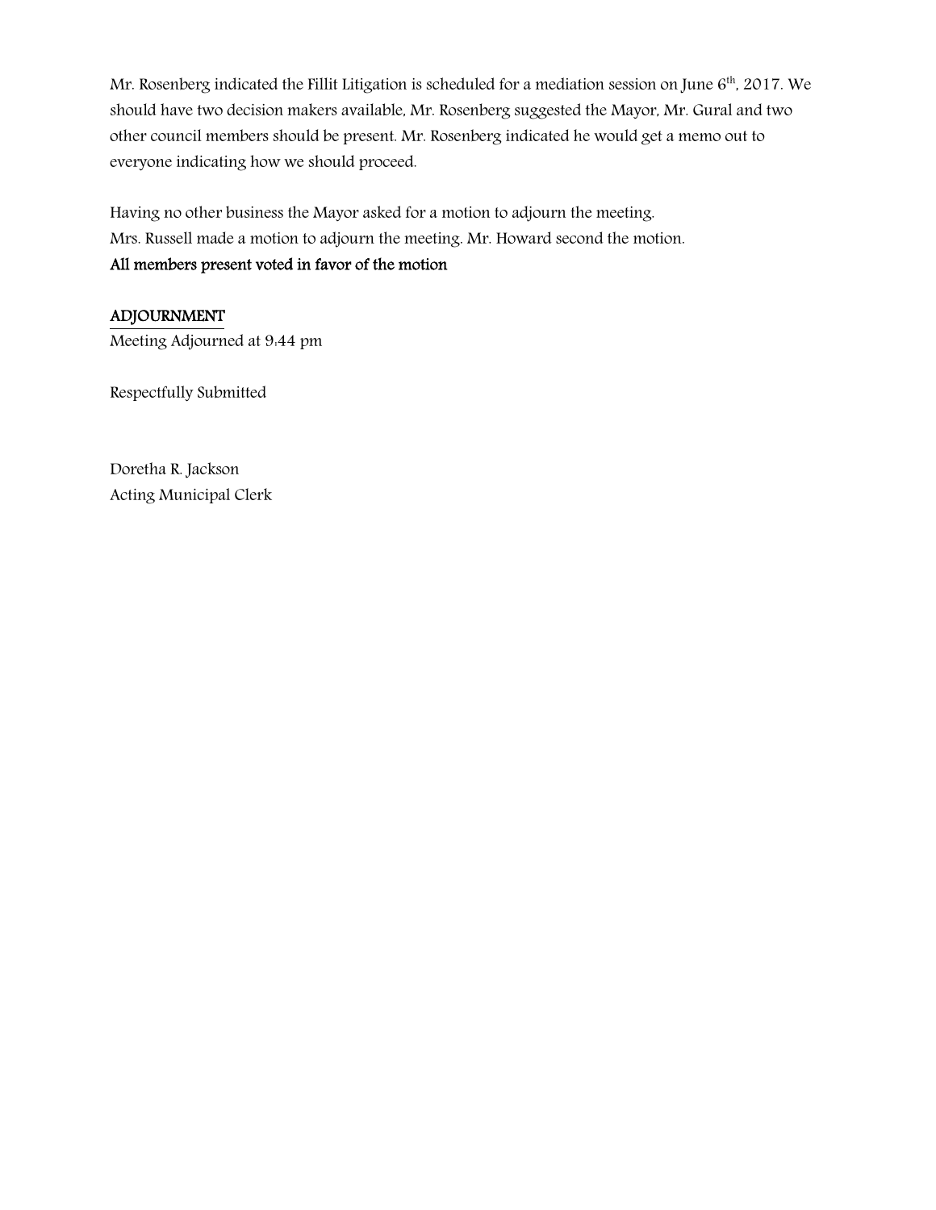Mr. Rosenberg indicated the Fillit Litigation is scheduled for a mediation session on June 6th, 2017. We should have two decision makers available, Mr. Rosenberg suggested the Mayor, Mr. Gural and two other council members should be present. Mr. Rosenberg indicated he would get a memo out to everyone indicating how we should proceed.

Having no other business the Mayor asked for a motion to adjourn the meeting.
Mrs. Russell made a motion to adjourn the meeting. Mr. Howard second the motion.
**All members present voted in favor of the motion**

**ADJOURNMENT**
Meeting Adjourned at 9:44 pm

Respectfully Submitted

Doretha R. Jackson
Acting Municipal Clerk